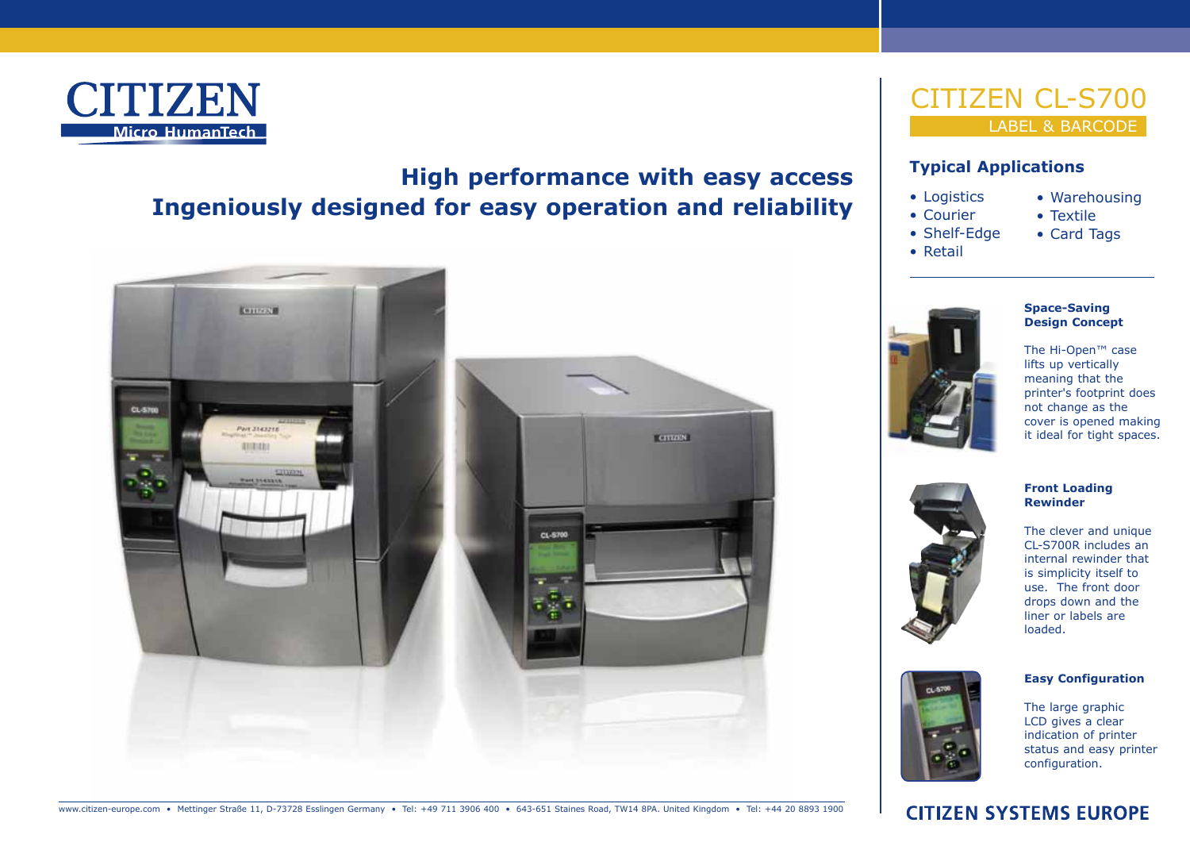CITIZEN
Micro HumanTech

## High performance with easy access
## Ingeniously designed for easy operation and reliability

# CITIZEN CL-S700

LABEL & BARCODE

### Typical Applications

- Logistics
- Courier
- Shelf-Edge
- Retail
- Warehousing
- Textile
- Card Tags

**Space-Saving Design Concept**

The Hi-Open™ case lifts up vertically meaning that the printer's footprint does not change as the cover is opened making it ideal for tight spaces.

**Front Loading Rewinder**

The clever and unique CL-S700R includes an internal rewinder that is simplicity itself to use. The front door drops down and the liner or labels are loaded.

**Easy Configuration**

The large graphic LCD gives a clear indication of printer status and easy printer configuration.

www.citizen-europe.com • Mettinger Straße 11, D-73728 Esslingen Germany • Tel: +49 711 3906 400 • 643-651 Staines Road, TW14 8PA. United Kingdom • Tel: +44 20 8893 1900

CITIZEN SYSTEMS EUROPE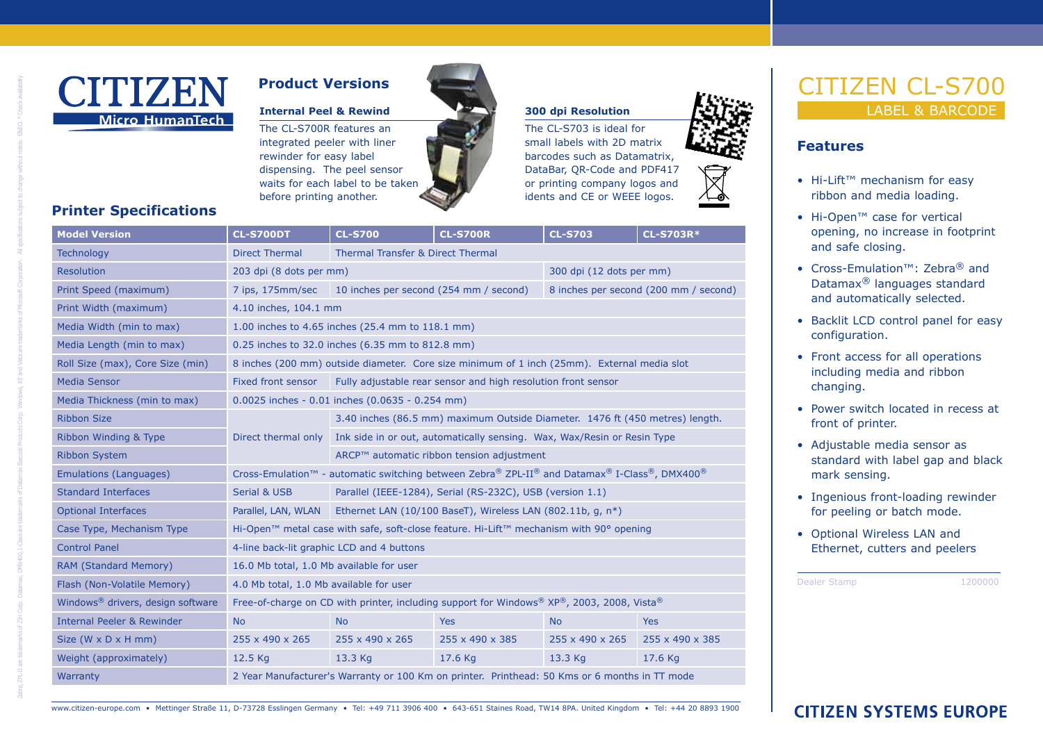# CITIZEN

Micro HumanTech

## Product Versions

### Internal Peel & Rewind

The CL-S700R features an integrated peeler with liner rewinder for easy label dispensing. The peel sensor waits for each label to be taken before printing another.

### 300 dpi Resolution

The CL-S703 is ideal for small labels with 2D matrix barcodes such as Datamatrix, DataBar, QR-Code and PDF417 or printing company logos and idents and CE or WEEE logos.

## Printer Specifications

| Model Version | CL-S700DT | CL-S700 | CL-S700R | CL-S703 | CL-S703R* |
|---|---|---|---|---|---|
| Technology | Direct Thermal | Thermal Transfer & Direct Thermal | | | |
| Resolution | 203 dpi (8 dots per mm) | | | 300 dpi (12 dots per mm) | |
| Print Speed (maximum) | 7 ips, 175mm/sec | 10 inches per second (254 mm / second) | | 8 inches per second (200 mm / second) | |
| Print Width (maximum) | 4.10 inches, 104.1 mm | | | | |
| Media Width (min to max) | 1.00 inches to 4.65 inches (25.4 mm to 118.1 mm) | | | | |
| Media Length (min to max) | 0.25 inches to 32.0 inches (6.35 mm to 812.8 mm) | | | | |
| Roll Size (max), Core Size (min) | 8 inches (200 mm) outside diameter. Core size minimum of 1 inch (25mm). External media slot | | | | |
| Media Sensor | Fixed front sensor | Fully adjustable rear sensor and high resolution front sensor | | | |
| Media Thickness (min to max) | 0.0025 inches - 0.01 inches (0.0635 - 0.254 mm) | | | | |
| Ribbon Size | Direct thermal only | 3.40 inches (86.5 mm) maximum Outside Diameter. 1476 ft (450 metres) length. | | | |
| Ribbon Winding & Type | | Ink side in or out, automatically sensing. Wax, Wax/Resin or Resin Type | | | |
| Ribbon System | | ARCP™ automatic ribbon tension adjustment | | | |
| Emulations (Languages) | Cross-Emulation™ - automatic switching between Zebra® ZPL-II® and Datamax® I-Class®, DMX400® | | | | |
| Standard Interfaces | Serial & USB | Parallel (IEEE-1284), Serial (RS-232C), USB (version 1.1) | | | |
| Optional Interfaces | Parallel, LAN, WLAN | Ethernet LAN (10/100 BaseT), Wireless LAN (802.11b, g, n*) | | | |
| Case Type, Mechanism Type | Hi-Open™ metal case with safe, soft-close feature. Hi-Lift™ mechanism with 90° opening | | | | |
| Control Panel | 4-line back-lit graphic LCD and 4 buttons | | | | |
| RAM (Standard Memory) | 16.0 Mb total, 1.0 Mb available for user | | | | |
| Flash (Non-Volatile Memory) | 4.0 Mb total, 1.0 Mb available for user | | | | |
| Windows® drivers, design software | Free-of-charge on CD with printer, including support for Windows® XP®, 2003, 2008, Vista® | | | | |
| Internal Peeler & Rewinder | No | No | Yes | No | Yes |
| Size (W x D x H mm) | 255 x 490 x 265 | 255 x 490 x 265 | 255 x 490 x 385 | 255 x 490 x 265 | 255 x 490 x 385 |
| Weight (approximately) | 12.5 Kg | 13.3 Kg | 17.6 Kg | 13.3 Kg | 17.6 Kg |
| Warranty | 2 Year Manufacturer's Warranty or 100 Km on printer. Printhead: 50 Kms or 6 months in TT mode | | | | |

# CITIZEN CL-S700

LABEL & BARCODE

## Features

- Hi-Lift™ mechanism for easy ribbon and media loading.
- Hi-Open™ case for vertical opening, no increase in footprint and safe closing.
- Cross-Emulation™: Zebra® and Datamax® languages standard and automatically selected.
- Backlit LCD control panel for easy configuration.
- Front access for all operations including media and ribbon changing.
- Power switch located in recess at front of printer.
- Adjustable media sensor as standard with label gap and black mark sensing.
- Ingenious front-loading rewinder for peeling or batch mode.
- Optional Wireless LAN and Ethernet, cutters and peelers

Dealer Stamp 1200000

www.citizen-europe.com • Mettinger Straße 11, D-73728 Esslingen Germany • Tel: +49 711 3906 400 • 643-651 Staines Road, TW14 8PA. United Kingdom • Tel: +44 20 8893 1900

CITIZEN SYSTEMS EUROPE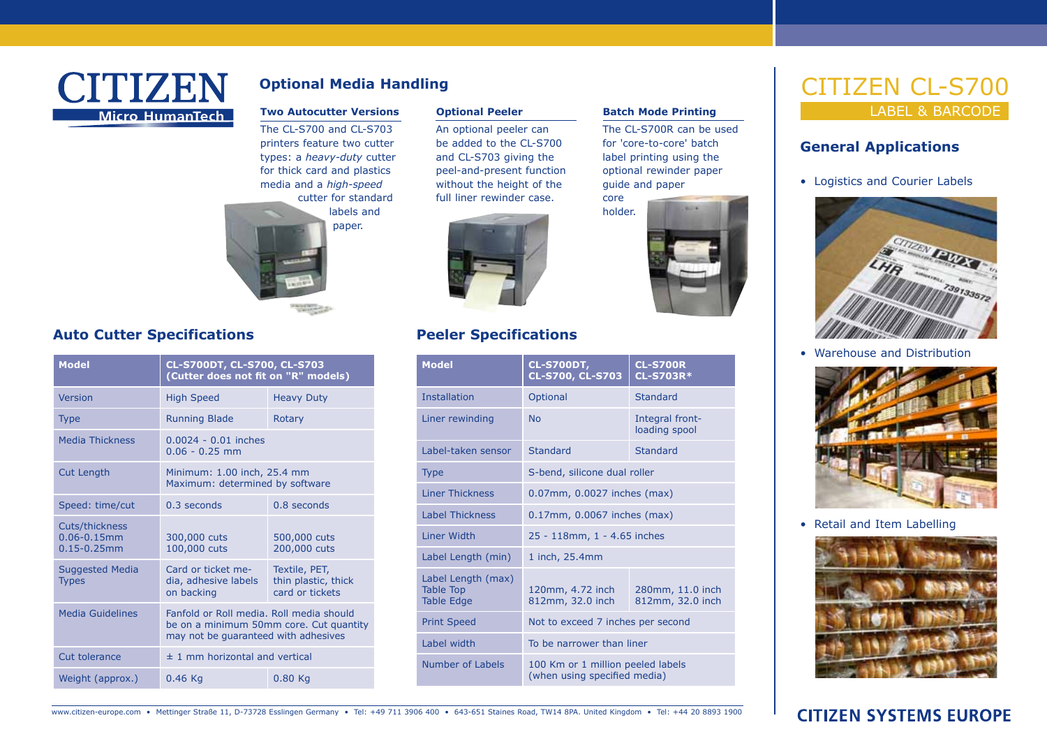# CITIZEN CL-S700

LABEL & BARCODE

## Optional Media Handling

### Two Autocutter Versions

The CL-S700 and CL-S703 printers feature two cutter types: a *heavy-duty* cutter for thick card and plastics media and a *high-speed* cutter for standard labels and paper.

### Optional Peeler

An optional peeler can be added to the CL-S700 and CL-S703 giving the peel-and-present function without the height of the full liner rewinder case.

### Batch Mode Printing

The CL-S700R can be used for 'core-to-core' batch label printing using the optional rewinder paper guide and paper core holder.

## Auto Cutter Specifications

| Model | CL-S700DT, CL-S700, CL-S703 (Cutter does not fit on "R" models) | |
|---|---|---|
| Version | High Speed | Heavy Duty |
| Type | Running Blade | Rotary |
| Media Thickness | 0.0024 - 0.01 inches<br>0.06 - 0.25 mm | |
| Cut Length | Minimum: 1.00 inch, 25.4 mm<br>Maximum: determined by software | |
| Speed: time/cut | 0.3 seconds | 0.8 seconds |
| Cuts/thickness<br>0.06-0.15mm<br>0.15-0.25mm | 300,000 cuts<br>100,000 cuts | 500,000 cuts<br>200,000 cuts |
| Suggested Media Types | Card or ticket media, adhesive labels on backing | Textile, PET, thin plastic, thick card or tickets |
| Media Guidelines | Fanfold or Roll media. Roll media should be on a minimum 50mm core. Cut quantity may not be guaranteed with adhesives | |
| Cut tolerance | ± 1 mm horizontal and vertical | |
| Weight (approx.) | 0.46 Kg | 0.80 Kg |

## Peeler Specifications

| Model | CL-S700DT, CL-S700, CL-S703 | CL-S700R CL-S703R* |
|---|---|---|
| Installation | Optional | Standard |
| Liner rewinding | No | Integral front-loading spool |
| Label-taken sensor | Standard | Standard |
| Type | S-bend, silicone dual roller | |
| Liner Thickness | 0.07mm, 0.0027 inches (max) | |
| Label Thickness | 0.17mm, 0.0067 inches (max) | |
| Liner Width | 25 - 118mm, 1 - 4.65 inches | |
| Label Length (min) | 1 inch, 25.4mm | |
| Label Length (max)<br>Table Top<br>Table Edge | 120mm, 4.72 inch<br>812mm, 32.0 inch | 280mm, 11.0 inch<br>812mm, 32.0 inch |
| Print Speed | Not to exceed 7 inches per second | |
| Label width | To be narrower than liner | |
| Number of Labels | 100 Km or 1 million peeled labels (when using specified media) | |

## General Applications

- Logistics and Courier Labels
- Warehouse and Distribution
- Retail and Item Labelling

www.citizen-europe.com • Mettinger Straße 11, D-73728 Esslingen Germany • Tel: +49 711 3906 400 • 643-651 Staines Road, TW14 8PA. United Kingdom • Tel: +44 20 8893 1900

CITIZEN SYSTEMS EUROPE